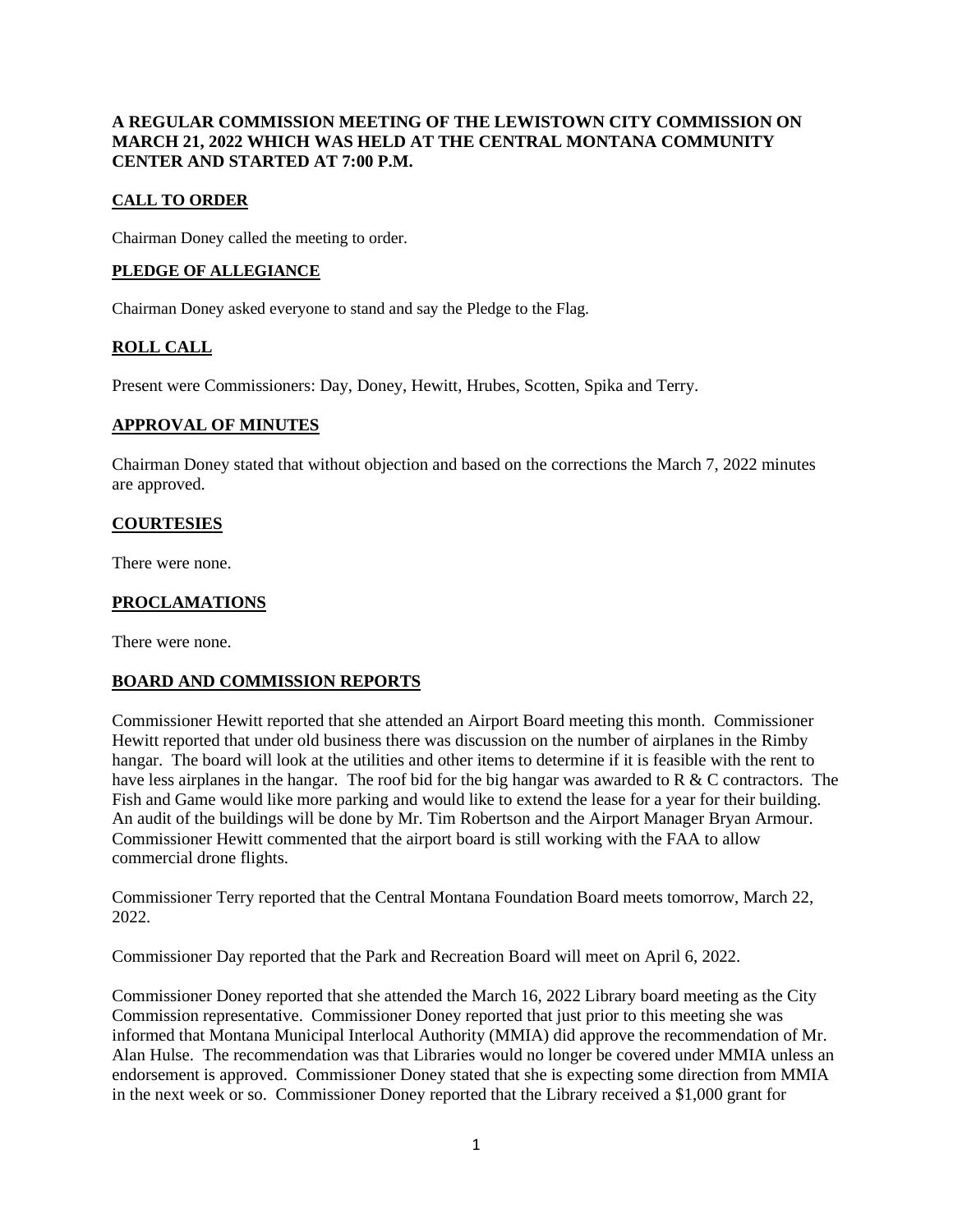**A REGULAR COMMISSION MEETING OF THE LEWISTOWN CITY COMMISSION ON MARCH 21, 2022 WHICH WAS HELD AT THE CENTRAL MONTANA COMMUNITY CENTER AND STARTED AT 7:00 P.M.**

## CALL TO ORDER

Chairman Doney called the meeting to order.

## PLEDGE OF ALLEGIANCE

Chairman Doney asked everyone to stand and say the Pledge to the Flag.

## ROLL CALL

Present were Commissioners: Day, Doney, Hewitt, Hrubes, Scotten, Spika and Terry.

## APPROVAL OF MINUTES

Chairman Doney stated that without objection and based on the corrections the March 7, 2022 minutes are approved.

## COURTESIES

There were none.

## PROCLAMATIONS

There were none.

## BOARD AND COMMISSION REPORTS

Commissioner Hewitt reported that she attended an Airport Board meeting this month. Commissioner Hewitt reported that under old business there was discussion on the number of airplanes in the Rimby hangar. The board will look at the utilities and other items to determine if it is feasible with the rent to have less airplanes in the hangar. The roof bid for the big hangar was awarded to R & C contractors. The Fish and Game would like more parking and would like to extend the lease for a year for their building. An audit of the buildings will be done by Mr. Tim Robertson and the Airport Manager Bryan Armour. Commissioner Hewitt commented that the airport board is still working with the FAA to allow commercial drone flights.

Commissioner Terry reported that the Central Montana Foundation Board meets tomorrow, March 22, 2022.

Commissioner Day reported that the Park and Recreation Board will meet on April 6, 2022.

Commissioner Doney reported that she attended the March 16, 2022 Library board meeting as the City Commission representative. Commissioner Doney reported that just prior to this meeting she was informed that Montana Municipal Interlocal Authority (MMIA) did approve the recommendation of Mr. Alan Hulse. The recommendation was that Libraries would no longer be covered under MMIA unless an endorsement is approved. Commissioner Doney stated that she is expecting some direction from MMIA in the next week or so. Commissioner Doney reported that the Library received a $1,000 grant for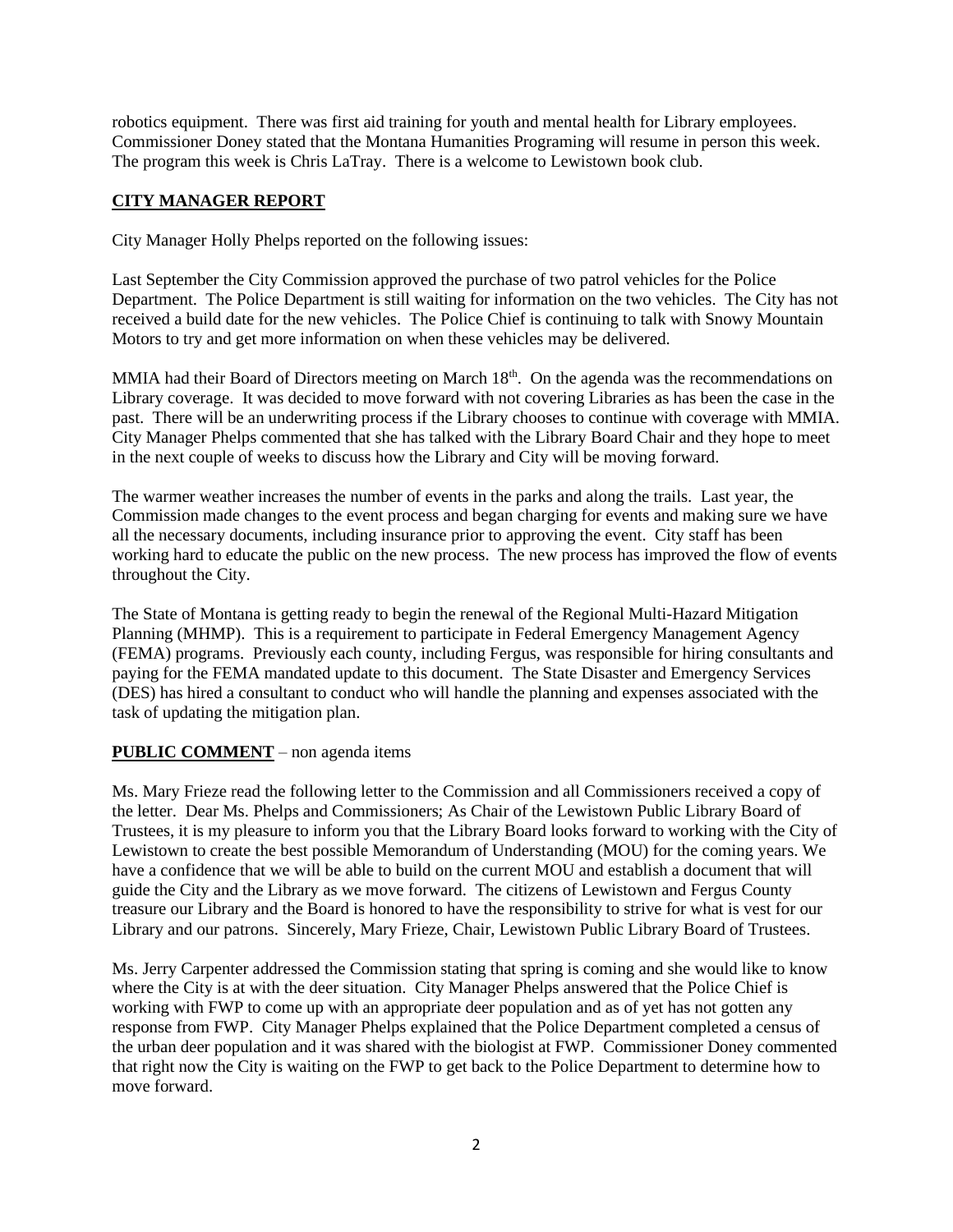robotics equipment. There was first aid training for youth and mental health for Library employees. Commissioner Doney stated that the Montana Humanities Programing will resume in person this week. The program this week is Chris LaTray. There is a welcome to Lewistown book club.

## CITY MANAGER REPORT

City Manager Holly Phelps reported on the following issues:

Last September the City Commission approved the purchase of two patrol vehicles for the Police Department. The Police Department is still waiting for information on the two vehicles. The City has not received a build date for the new vehicles. The Police Chief is continuing to talk with Snowy Mountain Motors to try and get more information on when these vehicles may be delivered.

MMIA had their Board of Directors meeting on March 18th. On the agenda was the recommendations on Library coverage. It was decided to move forward with not covering Libraries as has been the case in the past. There will be an underwriting process if the Library chooses to continue with coverage with MMIA. City Manager Phelps commented that she has talked with the Library Board Chair and they hope to meet in the next couple of weeks to discuss how the Library and City will be moving forward.

The warmer weather increases the number of events in the parks and along the trails. Last year, the Commission made changes to the event process and began charging for events and making sure we have all the necessary documents, including insurance prior to approving the event. City staff has been working hard to educate the public on the new process. The new process has improved the flow of events throughout the City.

The State of Montana is getting ready to begin the renewal of the Regional Multi-Hazard Mitigation Planning (MHMP). This is a requirement to participate in Federal Emergency Management Agency (FEMA) programs. Previously each county, including Fergus, was responsible for hiring consultants and paying for the FEMA mandated update to this document. The State Disaster and Emergency Services (DES) has hired a consultant to conduct who will handle the planning and expenses associated with the task of updating the mitigation plan.

## PUBLIC COMMENT – non agenda items

Ms. Mary Frieze read the following letter to the Commission and all Commissioners received a copy of the letter. Dear Ms. Phelps and Commissioners; As Chair of the Lewistown Public Library Board of Trustees, it is my pleasure to inform you that the Library Board looks forward to working with the City of Lewistown to create the best possible Memorandum of Understanding (MOU) for the coming years. We have a confidence that we will be able to build on the current MOU and establish a document that will guide the City and the Library as we move forward. The citizens of Lewistown and Fergus County treasure our Library and the Board is honored to have the responsibility to strive for what is vest for our Library and our patrons. Sincerely, Mary Frieze, Chair, Lewistown Public Library Board of Trustees.

Ms. Jerry Carpenter addressed the Commission stating that spring is coming and she would like to know where the City is at with the deer situation. City Manager Phelps answered that the Police Chief is working with FWP to come up with an appropriate deer population and as of yet has not gotten any response from FWP. City Manager Phelps explained that the Police Department completed a census of the urban deer population and it was shared with the biologist at FWP. Commissioner Doney commented that right now the City is waiting on the FWP to get back to the Police Department to determine how to move forward.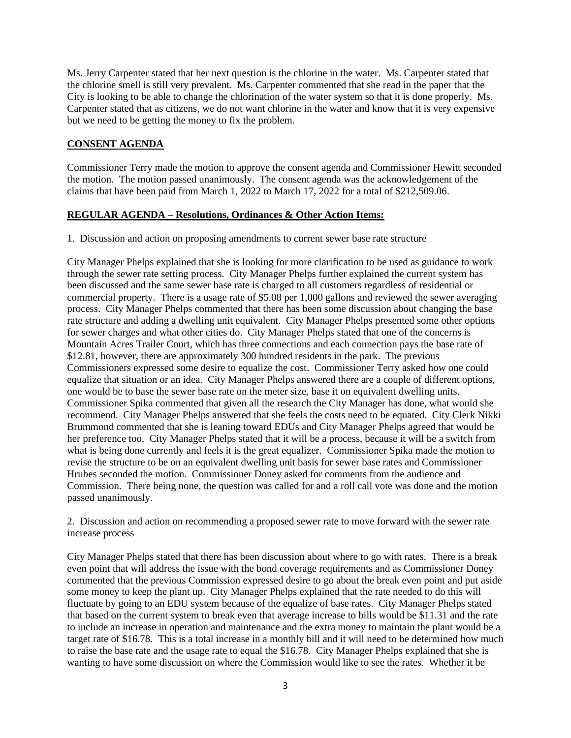Ms. Jerry Carpenter stated that her next question is the chlorine in the water. Ms. Carpenter stated that the chlorine smell is still very prevalent. Ms. Carpenter commented that she read in the paper that the City is looking to be able to change the chlorination of the water system so that it is done properly. Ms. Carpenter stated that as citizens, we do not want chlorine in the water and know that it is very expensive but we need to be getting the money to fix the problem.

## CONSENT AGENDA

Commissioner Terry made the motion to approve the consent agenda and Commissioner Hewitt seconded the motion. The motion passed unanimously. The consent agenda was the acknowledgement of the claims that have been paid from March 1, 2022 to March 17, 2022 for a total of $212,509.06.

## REGULAR AGENDA – Resolutions, Ordinances & Other Action Items:

1. Discussion and action on proposing amendments to current sewer base rate structure

City Manager Phelps explained that she is looking for more clarification to be used as guidance to work through the sewer rate setting process. City Manager Phelps further explained the current system has been discussed and the same sewer base rate is charged to all customers regardless of residential or commercial property. There is a usage rate of $5.08 per 1,000 gallons and reviewed the sewer averaging process. City Manager Phelps commented that there has been some discussion about changing the base rate structure and adding a dwelling unit equivalent. City Manager Phelps presented some other options for sewer charges and what other cities do. City Manager Phelps stated that one of the concerns is Mountain Acres Trailer Court, which has three connections and each connection pays the base rate of $12.81, however, there are approximately 300 hundred residents in the park. The previous Commissioners expressed some desire to equalize the cost. Commissioner Terry asked how one could equalize that situation or an idea. City Manager Phelps answered there are a couple of different options, one would be to base the sewer base rate on the meter size, base it on equivalent dwelling units. Commissioner Spika commented that given all the research the City Manager has done, what would she recommend. City Manager Phelps answered that she feels the costs need to be equated. City Clerk Nikki Brummond commented that she is leaning toward EDUs and City Manager Phelps agreed that would be her preference too. City Manager Phelps stated that it will be a process, because it will be a switch from what is being done currently and feels it is the great equalizer. Commissioner Spika made the motion to revise the structure to be on an equivalent dwelling unit basis for sewer base rates and Commissioner Hrubes seconded the motion. Commissioner Doney asked for comments from the audience and Commission. There being none, the question was called for and a roll call vote was done and the motion passed unanimously.

2. Discussion and action on recommending a proposed sewer rate to move forward with the sewer rate increase process

City Manager Phelps stated that there has been discussion about where to go with rates. There is a break even point that will address the issue with the bond coverage requirements and as Commissioner Doney commented that the previous Commission expressed desire to go about the break even point and put aside some money to keep the plant up. City Manager Phelps explained that the rate needed to do this will fluctuate by going to an EDU system because of the equalize of base rates. City Manager Phelps stated that based on the current system to break even that average increase to bills would be $11.31 and the rate to include an increase in operation and maintenance and the extra money to maintain the plant would be a target rate of $16.78. This is a total increase in a monthly bill and it will need to be determined how much to raise the base rate and the usage rate to equal the $16.78. City Manager Phelps explained that she is wanting to have some discussion on where the Commission would like to see the rates. Whether it be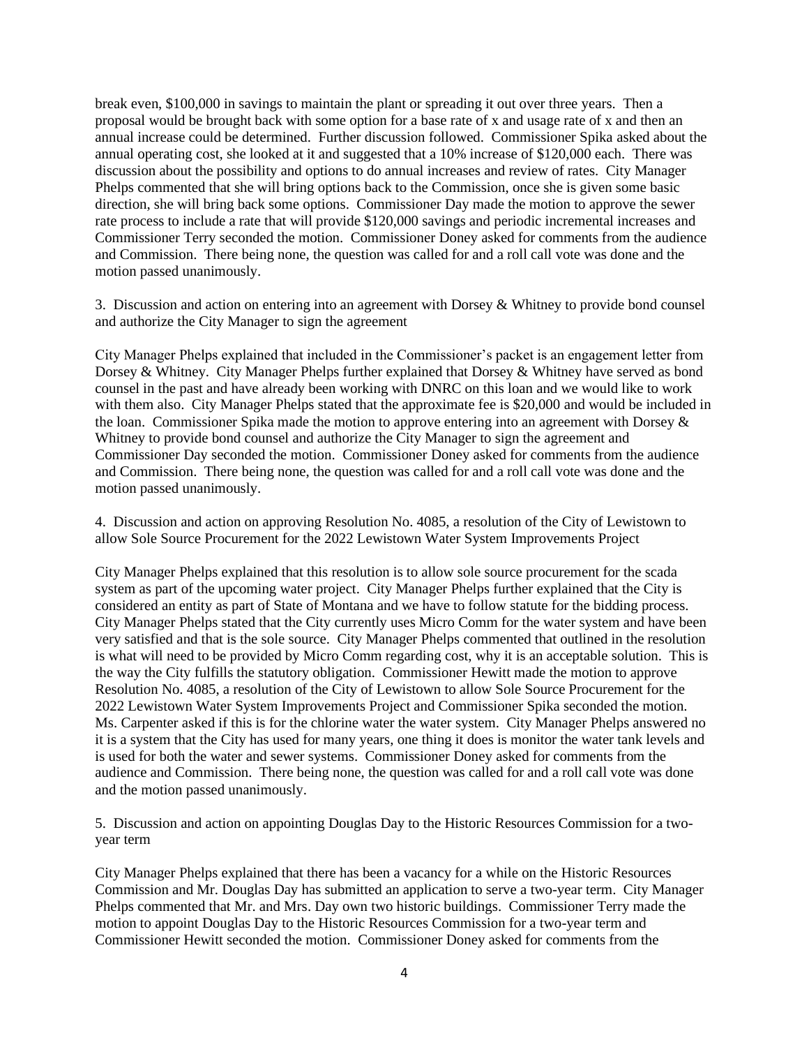break even, $100,000 in savings to maintain the plant or spreading it out over three years. Then a proposal would be brought back with some option for a base rate of x and usage rate of x and then an annual increase could be determined. Further discussion followed. Commissioner Spika asked about the annual operating cost, she looked at it and suggested that a 10% increase of $120,000 each. There was discussion about the possibility and options to do annual increases and review of rates. City Manager Phelps commented that she will bring options back to the Commission, once she is given some basic direction, she will bring back some options. Commissioner Day made the motion to approve the sewer rate process to include a rate that will provide $120,000 savings and periodic incremental increases and Commissioner Terry seconded the motion. Commissioner Doney asked for comments from the audience and Commission. There being none, the question was called for and a roll call vote was done and the motion passed unanimously.

3. Discussion and action on entering into an agreement with Dorsey & Whitney to provide bond counsel and authorize the City Manager to sign the agreement

City Manager Phelps explained that included in the Commissioner's packet is an engagement letter from Dorsey & Whitney. City Manager Phelps further explained that Dorsey & Whitney have served as bond counsel in the past and have already been working with DNRC on this loan and we would like to work with them also. City Manager Phelps stated that the approximate fee is $20,000 and would be included in the loan. Commissioner Spika made the motion to approve entering into an agreement with Dorsey & Whitney to provide bond counsel and authorize the City Manager to sign the agreement and Commissioner Day seconded the motion. Commissioner Doney asked for comments from the audience and Commission. There being none, the question was called for and a roll call vote was done and the motion passed unanimously.

4. Discussion and action on approving Resolution No. 4085, a resolution of the City of Lewistown to allow Sole Source Procurement for the 2022 Lewistown Water System Improvements Project

City Manager Phelps explained that this resolution is to allow sole source procurement for the scada system as part of the upcoming water project. City Manager Phelps further explained that the City is considered an entity as part of State of Montana and we have to follow statute for the bidding process. City Manager Phelps stated that the City currently uses Micro Comm for the water system and have been very satisfied and that is the sole source. City Manager Phelps commented that outlined in the resolution is what will need to be provided by Micro Comm regarding cost, why it is an acceptable solution. This is the way the City fulfills the statutory obligation. Commissioner Hewitt made the motion to approve Resolution No. 4085, a resolution of the City of Lewistown to allow Sole Source Procurement for the 2022 Lewistown Water System Improvements Project and Commissioner Spika seconded the motion. Ms. Carpenter asked if this is for the chlorine water the water system. City Manager Phelps answered no it is a system that the City has used for many years, one thing it does is monitor the water tank levels and is used for both the water and sewer systems. Commissioner Doney asked for comments from the audience and Commission. There being none, the question was called for and a roll call vote was done and the motion passed unanimously.

5. Discussion and action on appointing Douglas Day to the Historic Resources Commission for a two-year term

City Manager Phelps explained that there has been a vacancy for a while on the Historic Resources Commission and Mr. Douglas Day has submitted an application to serve a two-year term. City Manager Phelps commented that Mr. and Mrs. Day own two historic buildings. Commissioner Terry made the motion to appoint Douglas Day to the Historic Resources Commission for a two-year term and Commissioner Hewitt seconded the motion. Commissioner Doney asked for comments from the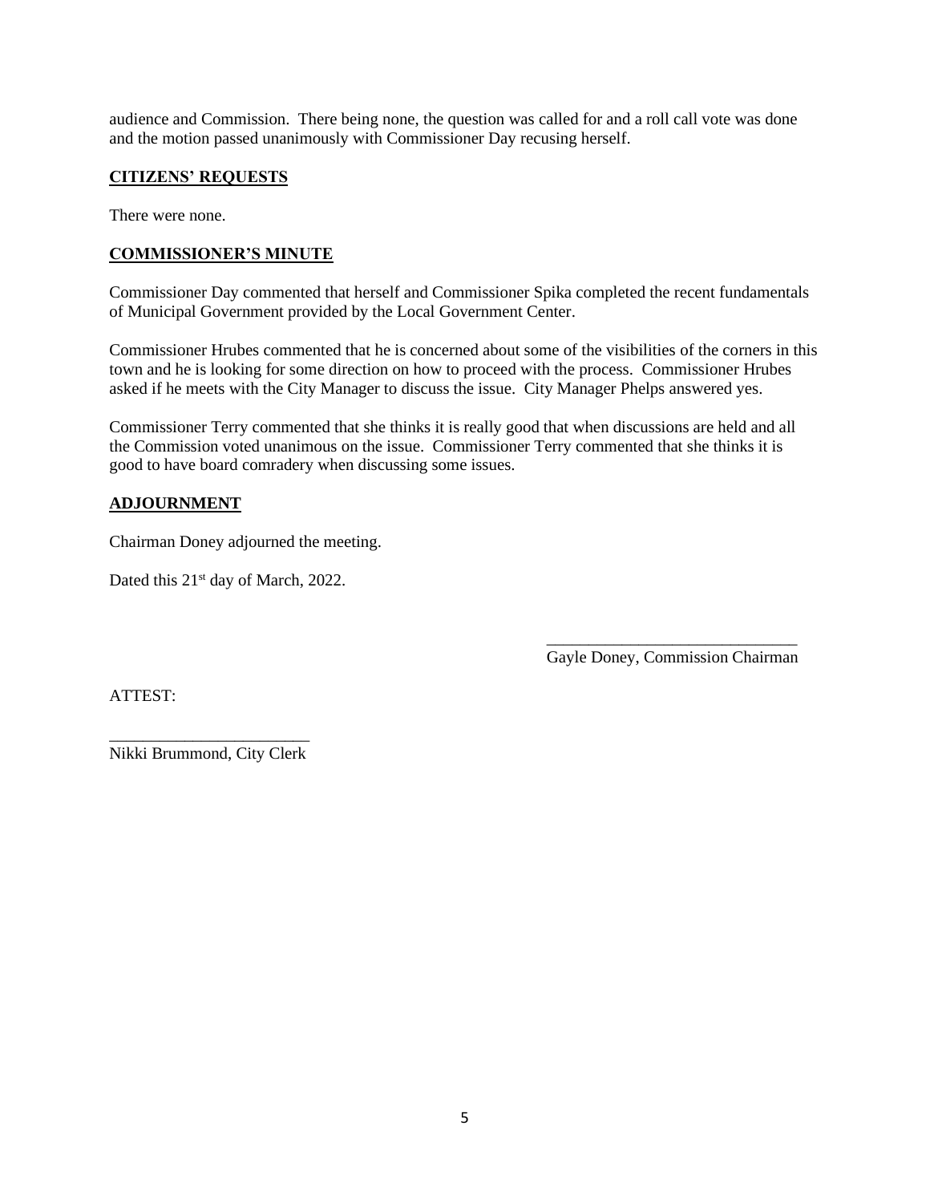audience and Commission. There being none, the question was called for and a roll call vote was done and the motion passed unanimously with Commissioner Day recusing herself.

**CITIZENS' REQUESTS**

There were none.

**COMMISSIONER'S MINUTE**

Commissioner Day commented that herself and Commissioner Spika completed the recent fundamentals of Municipal Government provided by the Local Government Center.

Commissioner Hrubes commented that he is concerned about some of the visibilities of the corners in this town and he is looking for some direction on how to proceed with the process. Commissioner Hrubes asked if he meets with the City Manager to discuss the issue. City Manager Phelps answered yes.

Commissioner Terry commented that she thinks it is really good that when discussions are held and all the Commission voted unanimous on the issue. Commissioner Terry commented that she thinks it is good to have board comradery when discussing some issues.

**ADJOURNMENT**

Chairman Doney adjourned the meeting.

Dated this 21st day of March, 2022.

\_\_\_\_\_\_\_\_\_\_\_\_\_\_\_\_\_\_\_\_\_\_\_\_\_\_\_\_\_\_
Gayle Doney, Commission Chairman

ATTEST:

\_\_\_\_\_\_\_\_\_\_\_\_\_\_\_\_\_\_\_\_\_\_\_\_
Nikki Brummond, City Clerk